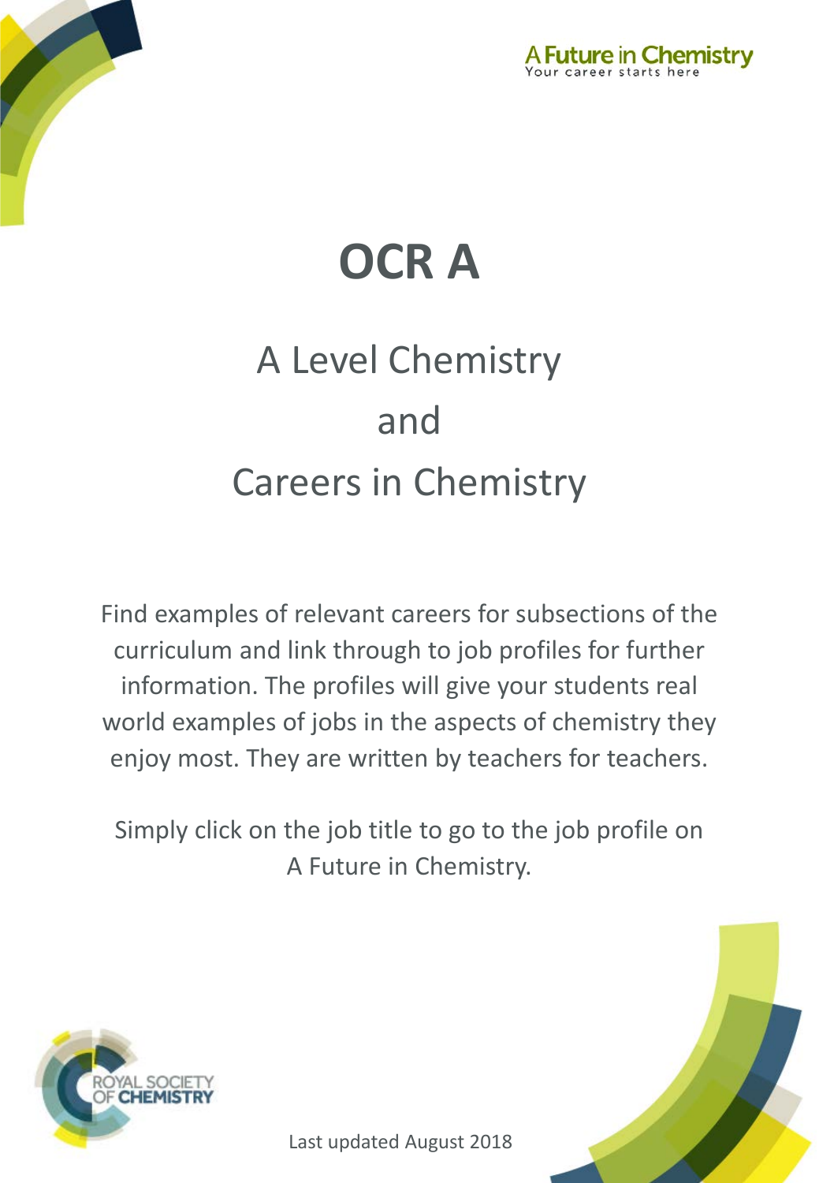A Future in Chemistry
Your career starts here

# OCR A

## A Level Chemistry
## and
## Careers in Chemistry

Find examples of relevant careers for subsections of the curriculum and link through to job profiles for further information. The profiles will give your students real world examples of jobs in the aspects of chemistry they enjoy most. They are written by teachers for teachers.

Simply click on the job title to go to the job profile on A Future in Chemistry.

ROYAL SOCIETY OF CHEMISTRY

Last updated August 2018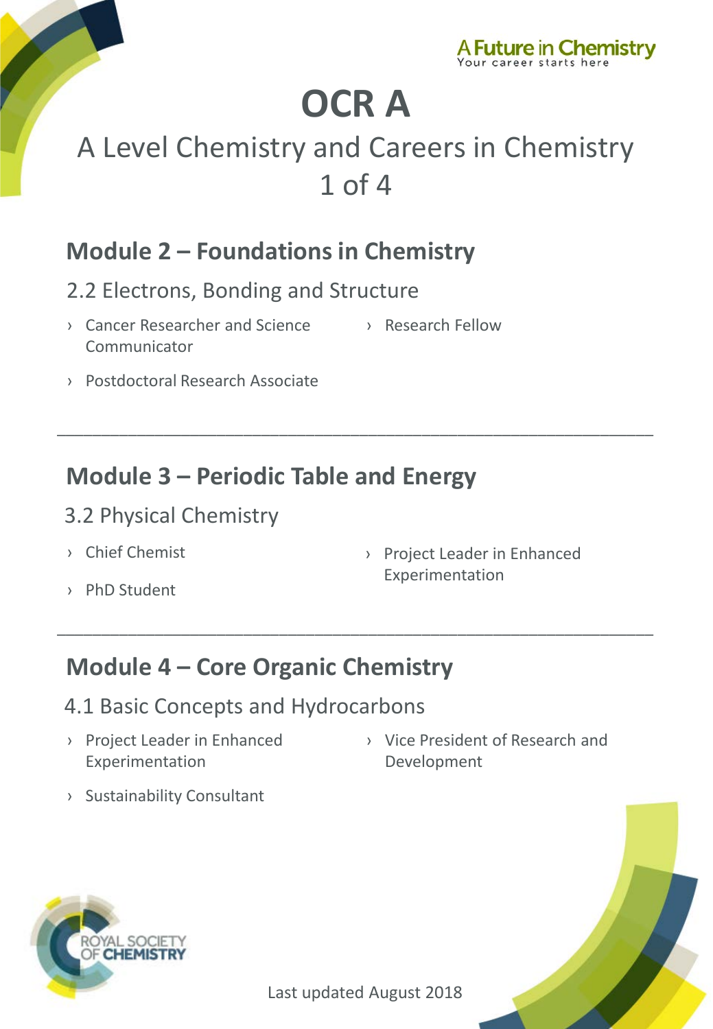A Future in Chemistry
Your career starts here

# OCR A

## A Level Chemistry and Careers in Chemistry 1 of 4

## Module 2 – Foundations in Chemistry

### 2.2 Electrons, Bonding and Structure

- Cancer Researcher and Science Communicator
- Postdoctoral Research Associate
- Research Fellow

---

## Module 3 – Periodic Table and Energy

### 3.2 Physical Chemistry

- Chief Chemist
- PhD Student
- Project Leader in Enhanced Experimentation

---

## Module 4 – Core Organic Chemistry

### 4.1 Basic Concepts and Hydrocarbons

- Project Leader in Enhanced Experimentation
- Sustainability Consultant
- Vice President of Research and Development

ROYAL SOCIETY OF CHEMISTRY

Last updated August 2018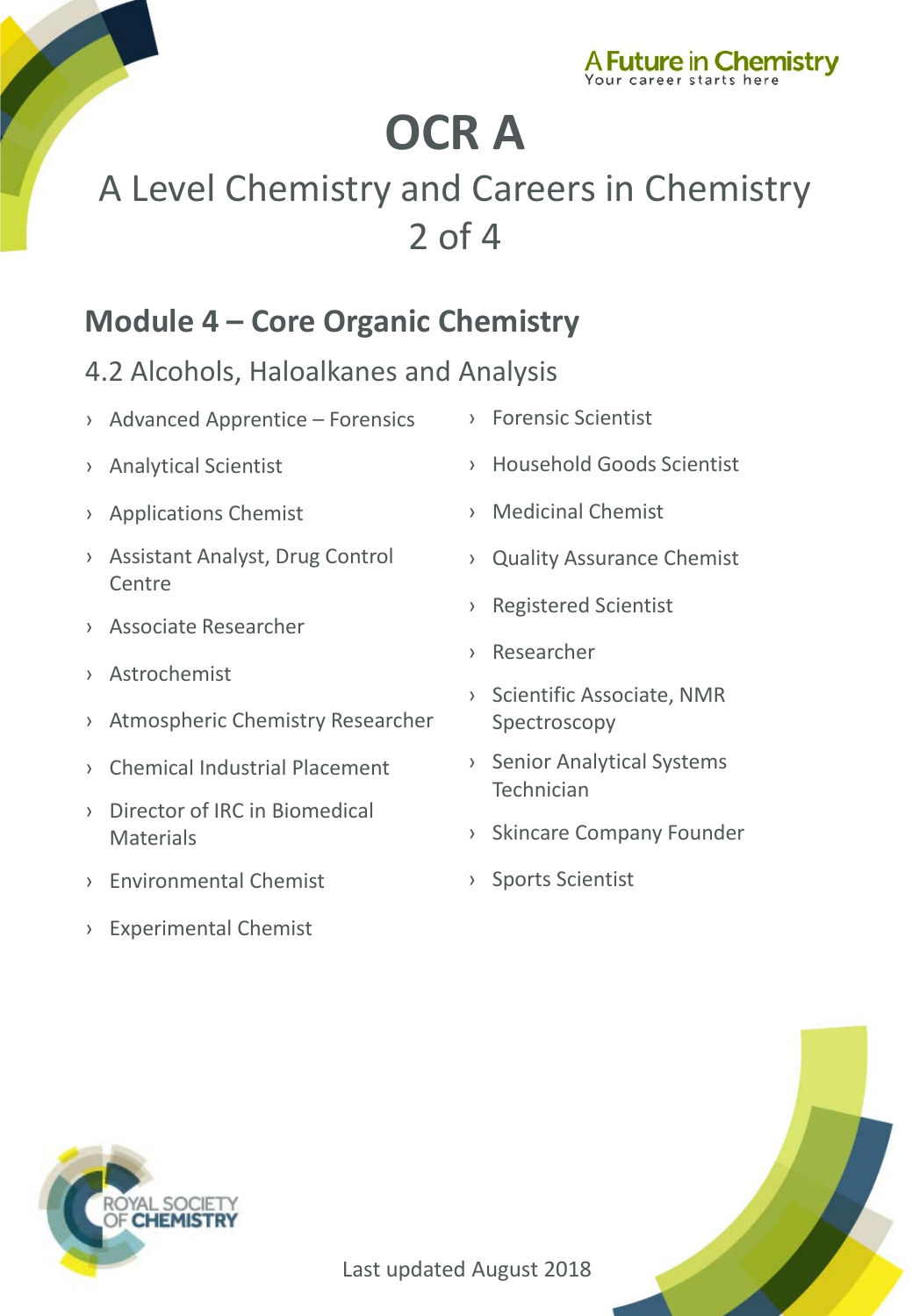# OCR A

## A Level Chemistry and Careers in Chemistry 2 of 4

## Module 4 – Core Organic Chemistry

### 4.2 Alcohols, Haloalkanes and Analysis

- Advanced Apprentice – Forensics
- Analytical Scientist
- Applications Chemist
- Assistant Analyst, Drug Control Centre
- Associate Researcher
- Astrochemist
- Atmospheric Chemistry Researcher
- Chemical Industrial Placement
- Director of IRC in Biomedical Materials
- Environmental Chemist
- Experimental Chemist
- Forensic Scientist
- Household Goods Scientist
- Medicinal Chemist
- Quality Assurance Chemist
- Registered Scientist
- Researcher
- Scientific Associate, NMR Spectroscopy
- Senior Analytical Systems Technician
- Skincare Company Founder
- Sports Scientist

Last updated August 2018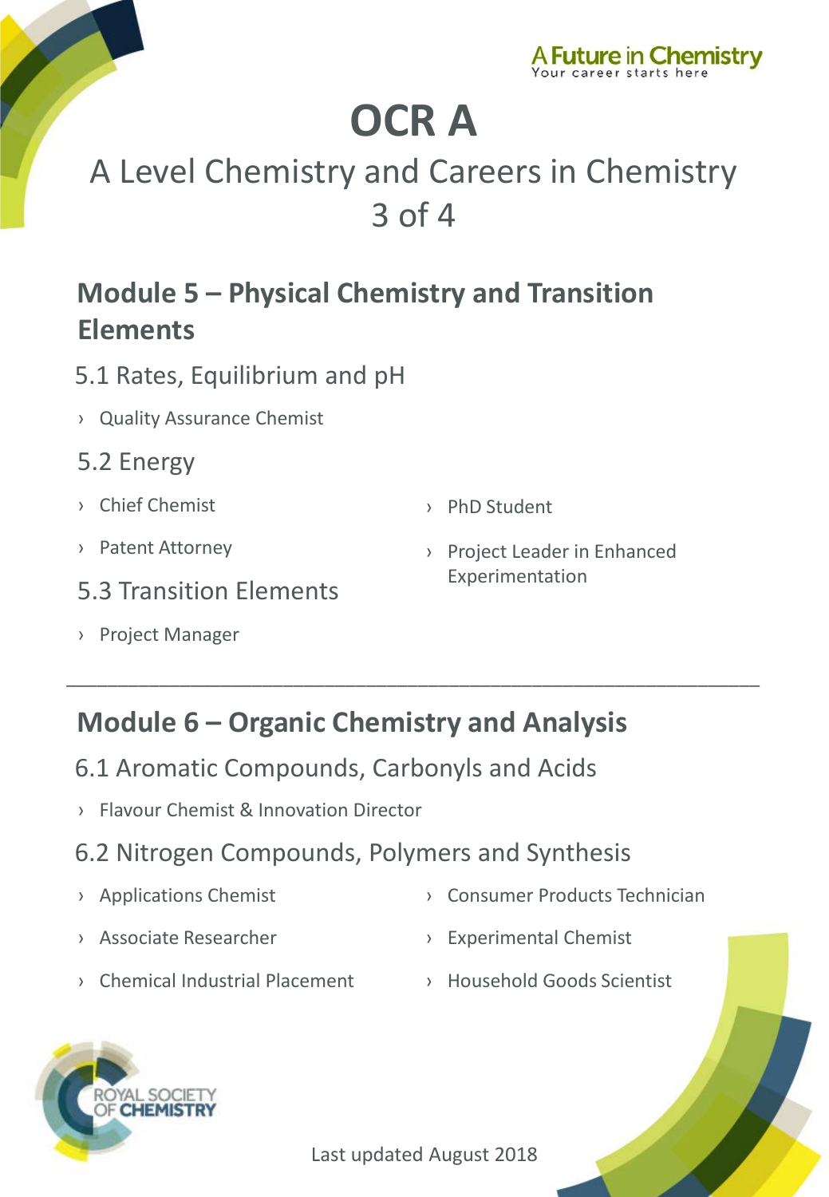A Future in Chemistry
Your career starts here

# OCR A

## A Level Chemistry and Careers in Chemistry 3 of 4

## Module 5 – Physical Chemistry and Transition Elements

### 5.1 Rates, Equilibrium and pH

- Quality Assurance Chemist

### 5.2 Energy

- Chief Chemist
- Patent Attorney
- PhD Student
- Project Leader in Enhanced Experimentation

### 5.3 Transition Elements

- Project Manager

---

## Module 6 – Organic Chemistry and Analysis

### 6.1 Aromatic Compounds, Carbonyls and Acids

- Flavour Chemist & Innovation Director

### 6.2 Nitrogen Compounds, Polymers and Synthesis

- Applications Chemist
- Associate Researcher
- Chemical Industrial Placement
- Consumer Products Technician
- Experimental Chemist
- Household Goods Scientist

ROYAL SOCIETY OF CHEMISTRY

Last updated August 2018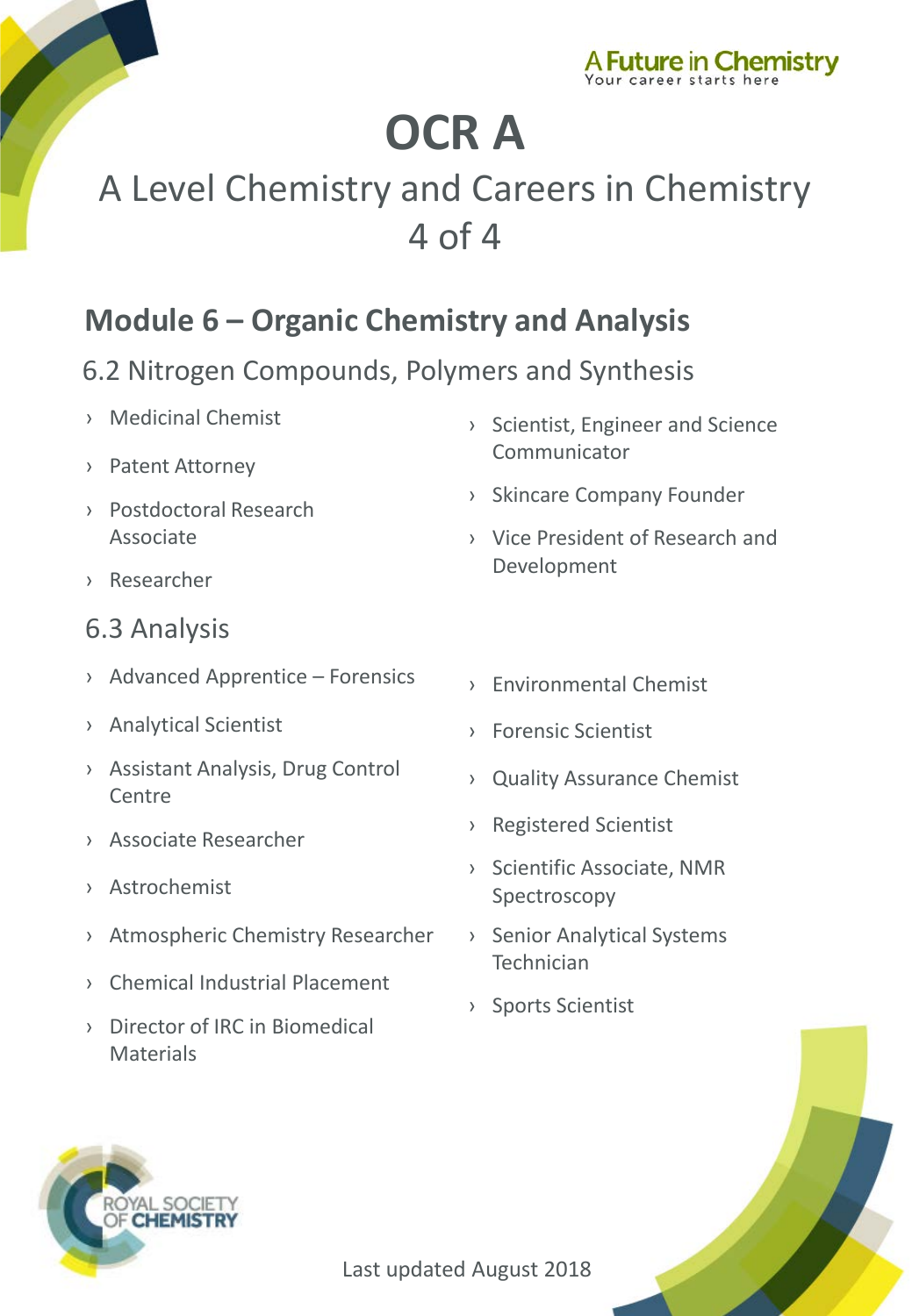A Future in Chemistry
Your career starts here

# OCR A

## A Level Chemistry and Careers in Chemistry 4 of 4

## Module 6 – Organic Chemistry and Analysis

### 6.2 Nitrogen Compounds, Polymers and Synthesis

- Medicinal Chemist
- Patent Attorney
- Postdoctoral Research Associate
- Researcher
- Scientist, Engineer and Science Communicator
- Skincare Company Founder
- Vice President of Research and Development

### 6.3 Analysis

- Advanced Apprentice – Forensics
- Analytical Scientist
- Assistant Analysis, Drug Control Centre
- Associate Researcher
- Astrochemist
- Atmospheric Chemistry Researcher
- Chemical Industrial Placement
- Director of IRC in Biomedical Materials
- Environmental Chemist
- Forensic Scientist
- Quality Assurance Chemist
- Registered Scientist
- Scientific Associate, NMR Spectroscopy
- Senior Analytical Systems Technician
- Sports Scientist

Royal Society of Chemistry

Last updated August 2018